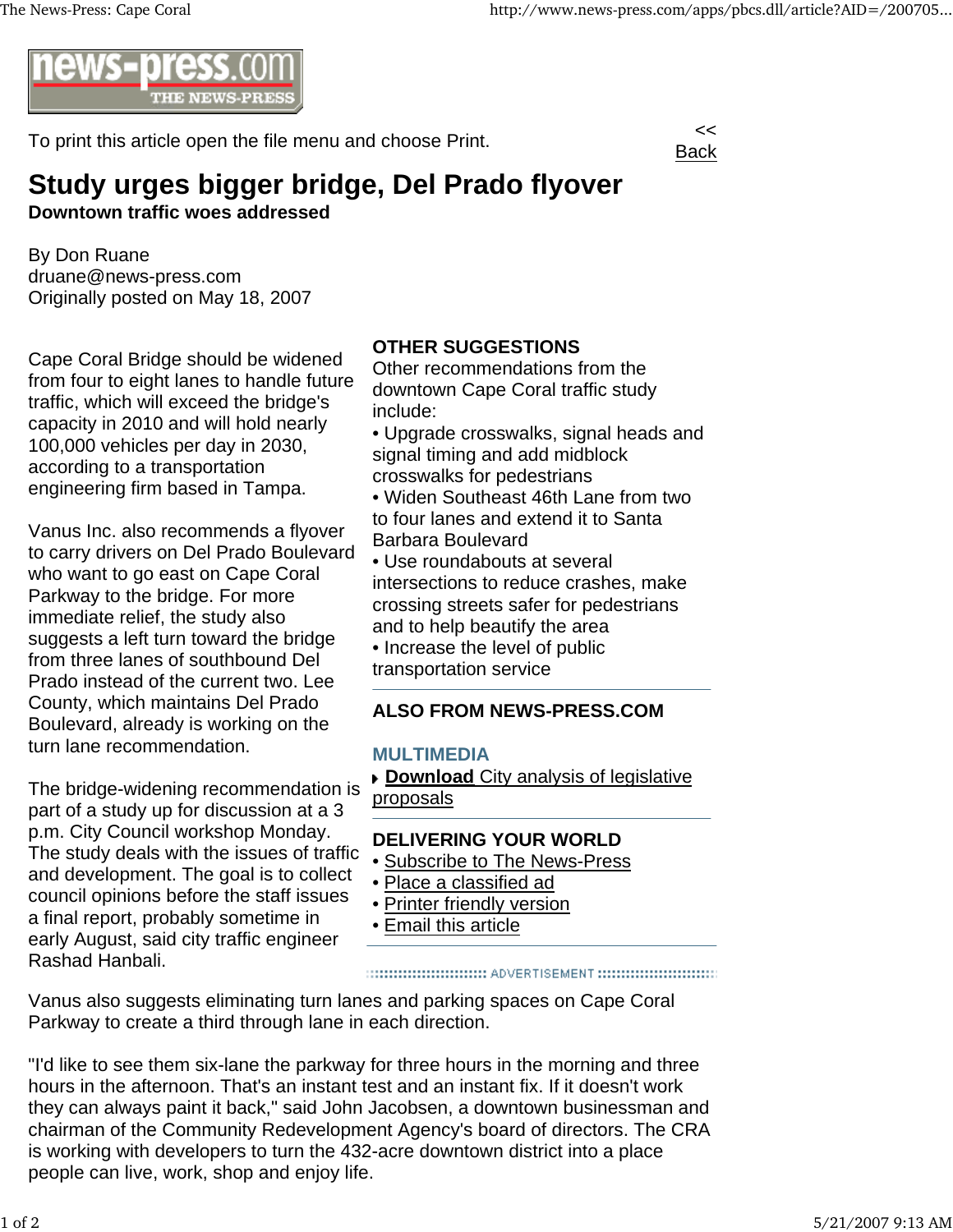To print this article open the file menu and choose Print.

<< Back

# Study urges bigger bridge, Del Prado flyover

**Downtown traffic woes addressed**

By Don Ruane
druane@news-press.com
Originally posted on May 18, 2007

Cape Coral Bridge should be widened from four to eight lanes to handle future traffic, which will exceed the bridge's capacity in 2010 and will hold nearly 100,000 vehicles per day in 2030, according to a transportation engineering firm based in Tampa.

Vanus Inc. also recommends a flyover to carry drivers on Del Prado Boulevard who want to go east on Cape Coral Parkway to the bridge. For more immediate relief, the study also suggests a left turn toward the bridge from three lanes of southbound Del Prado instead of the current two. Lee County, which maintains Del Prado Boulevard, already is working on the turn lane recommendation.

The bridge-widening recommendation is part of a study up for discussion at a 3 p.m. City Council workshop Monday. The study deals with the issues of traffic and development. The goal is to collect council opinions before the staff issues a final report, probably sometime in early August, said city traffic engineer Rashad Hanbali.

**OTHER SUGGESTIONS**

Other recommendations from the downtown Cape Coral traffic study include:

- Upgrade crosswalks, signal heads and signal timing and add midblock crosswalks for pedestrians
- Widen Southeast 46th Lane from two to four lanes and extend it to Santa Barbara Boulevard
- Use roundabouts at several intersections to reduce crashes, make crossing streets safer for pedestrians and to help beautify the area
- Increase the level of public transportation service

**ALSO FROM NEWS-PRESS.COM**

**MULTIMEDIA**

**Download** City analysis of legislative proposals

**DELIVERING YOUR WORLD**

- Subscribe to The News-Press
- Place a classified ad
- Printer friendly version
- Email this article

Vanus also suggests eliminating turn lanes and parking spaces on Cape Coral Parkway to create a third through lane in each direction.

"I'd like to see them six-lane the parkway for three hours in the morning and three hours in the afternoon. That's an instant test and an instant fix. If it doesn't work they can always paint it back," said John Jacobsen, a downtown businessman and chairman of the Community Redevelopment Agency's board of directors. The CRA is working with developers to turn the 432-acre downtown district into a place people can live, work, shop and enjoy life.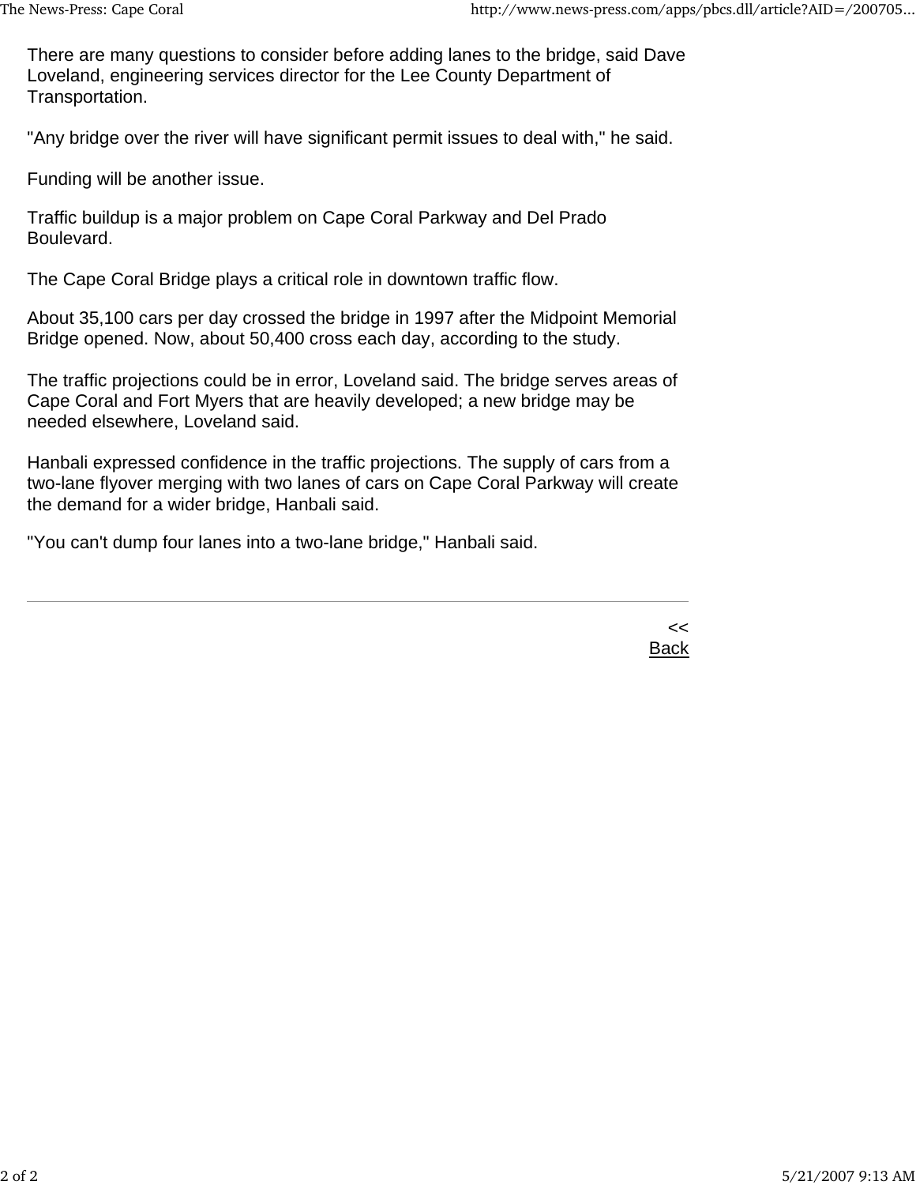There are many questions to consider before adding lanes to the bridge, said Dave Loveland, engineering services director for the Lee County Department of Transportation.

"Any bridge over the river will have significant permit issues to deal with," he said.

Funding will be another issue.

Traffic buildup is a major problem on Cape Coral Parkway and Del Prado Boulevard.

The Cape Coral Bridge plays a critical role in downtown traffic flow.

About 35,100 cars per day crossed the bridge in 1997 after the Midpoint Memorial Bridge opened. Now, about 50,400 cross each day, according to the study.

The traffic projections could be in error, Loveland said. The bridge serves areas of Cape Coral and Fort Myers that are heavily developed; a new bridge may be needed elsewhere, Loveland said.

Hanbali expressed confidence in the traffic projections. The supply of cars from a two-lane flyover merging with two lanes of cars on Cape Coral Parkway will create the demand for a wider bridge, Hanbali said.

"You can't dump four lanes into a two-lane bridge," Hanbali said.

---

<< Back